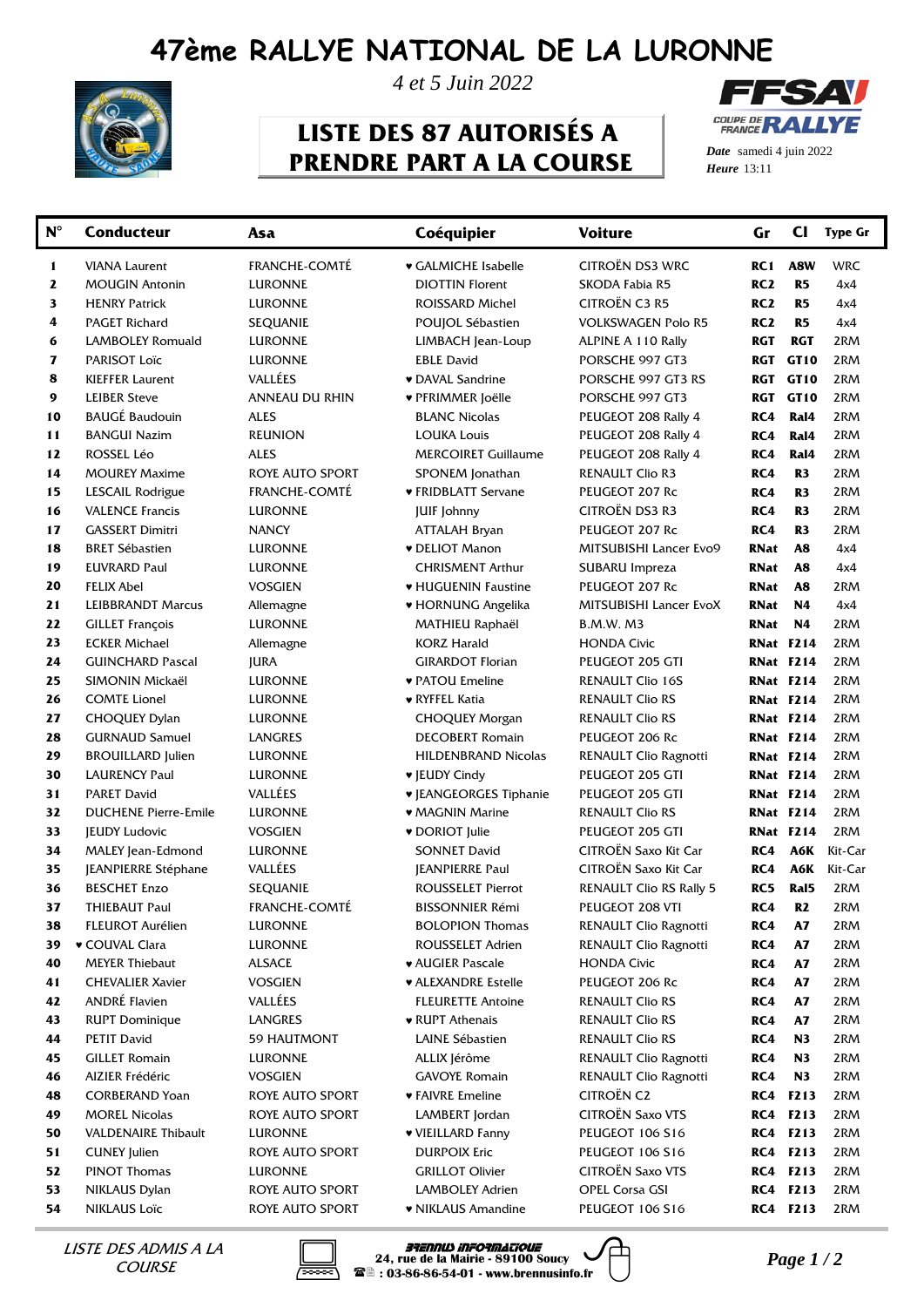# 47ème RALLYE NATIONAL DE LA LURONNE

*4 et 5 Juin 2022*

## LISTE DES 87 AUTORISÉS A PRENDRE PART A LA COURSE

***Date*** samedi 4 juin 2022
***Heure*** 13:11

| N° | Conducteur | Asa | Coéquipier | Voiture | Gr | Cl | Type Gr |
|---|---|---|---|---|---|---|---|
| 1 | VIANA Laurent | FRANCHE-COMTÉ | ♥ GALMICHE Isabelle | CITROËN DS3 WRC | RC1 | A8W | WRC |
| 2 | MOUGIN Antonin | LURONNE | DIOTTIN Florent | SKODA Fabia R5 | RC2 | R5 | 4x4 |
| 3 | HENRY Patrick | LURONNE | ROISSARD Michel | CITROËN C3 R5 | RC2 | R5 | 4x4 |
| 4 | PAGET Richard | SEQUANIE | POUJOL Sébastien | VOLKSWAGEN Polo R5 | RC2 | R5 | 4x4 |
| 6 | LAMBOLEY Romuald | LURONNE | LIMBACH Jean-Loup | ALPINE A 110 Rally | RGT | RGT | 2RM |
| 7 | PARISOT Loïc | LURONNE | EBLE David | PORSCHE 997 GT3 | RGT | GT10 | 2RM |
| 8 | KIEFFER Laurent | VALLÉES | ♥ DAVAL Sandrine | PORSCHE 997 GT3 RS | RGT | GT10 | 2RM |
| 9 | LEIBER Steve | ANNEAU DU RHIN | ♥ PFRIMMER Joëlle | PORSCHE 997 GT3 | RGT | GT10 | 2RM |
| 10 | BAUGÉ Baudouin | ALES | BLANC Nicolas | PEUGEOT 208 Rally 4 | RC4 | Ral4 | 2RM |
| 11 | BANGUI Nazim | REUNION | LOUKA Louis | PEUGEOT 208 Rally 4 | RC4 | Ral4 | 2RM |
| 12 | ROSSEL Léo | ALES | MERCOIRET Guillaume | PEUGEOT 208 Rally 4 | RC4 | Ral4 | 2RM |
| 14 | MOUREY Maxime | ROYE AUTO SPORT | SPONEM Jonathan | RENAULT Clio R3 | RC4 | R3 | 2RM |
| 15 | LESCAIL Rodrigue | FRANCHE-COMTÉ | ♥ FRIDBLATT Servane | PEUGEOT 207 Rc | RC4 | R3 | 2RM |
| 16 | VALENCE Francis | LURONNE | JUIF Johnny | CITROËN DS3 R3 | RC4 | R3 | 2RM |
| 17 | GASSERT Dimitri | NANCY | ATTALAH Bryan | PEUGEOT 207 Rc | RC4 | R3 | 2RM |
| 18 | BRET Sébastien | LURONNE | ♥ DELIOT Manon | MITSUBISHI Lancer Evo9 | RNat | A8 | 4x4 |
| 19 | EUVRARD Paul | LURONNE | CHRISMENT Arthur | SUBARU Impreza | RNat | A8 | 4x4 |
| 20 | FELIX Abel | VOSGIEN | ♥ HUGUENIN Faustine | PEUGEOT 207 Rc | RNat | A8 | 2RM |
| 21 | LEIBBRANDT Marcus | Allemagne | ♥ HORNUNG Angelika | MITSUBISHI Lancer EvoX | RNat | N4 | 4x4 |
| 22 | GILLET François | LURONNE | MATHIEU Raphaël | B.M.W. M3 | RNat | N4 | 2RM |
| 23 | ECKER Michael | Allemagne | KORZ Harald | HONDA Civic | RNat | F214 | 2RM |
| 24 | GUINCHARD Pascal | JURA | GIRARDOT Florian | PEUGEOT 205 GTI | RNat | F214 | 2RM |
| 25 | SIMONIN Mickaël | LURONNE | ♥ PATOU Emeline | RENAULT Clio 16S | RNat | F214 | 2RM |
| 26 | COMTE Lionel | LURONNE | ♥ RYFFEL Katia | RENAULT Clio RS | RNat | F214 | 2RM |
| 27 | CHOQUEY Dylan | LURONNE | CHOQUEY Morgan | RENAULT Clio RS | RNat | F214 | 2RM |
| 28 | GURNAUD Samuel | LANGRES | DECOBERT Romain | PEUGEOT 206 Rc | RNat | F214 | 2RM |
| 29 | BROUILLARD Julien | LURONNE | HILDENBRAND Nicolas | RENAULT Clio Ragnotti | RNat | F214 | 2RM |
| 30 | LAURENCY Paul | LURONNE | ♥ JEUDY Cindy | PEUGEOT 205 GTI | RNat | F214 | 2RM |
| 31 | PARET David | VALLÉES | ♥ JEANGEORGES Tiphanie | PEUGEOT 205 GTI | RNat | F214 | 2RM |
| 32 | DUCHENE Pierre-Emile | LURONNE | ♥ MAGNIN Marine | RENAULT Clio RS | RNat | F214 | 2RM |
| 33 | JEUDY Ludovic | VOSGIEN | ♥ DORIOT Julie | PEUGEOT 205 GTI | RNat | F214 | 2RM |
| 34 | MALEY Jean-Edmond | LURONNE | SONNET David | CITROËN Saxo Kit Car | RC4 | A6K | Kit-Car |
| 35 | JEANPIERRE Stéphane | VALLÉES | JEANPIERRE Paul | CITROËN Saxo Kit Car | RC4 | A6K | Kit-Car |
| 36 | BESCHET Enzo | SEQUANIE | ROUSSELET Pierrot | RENAULT Clio RS Rally 5 | RC5 | Ral5 | 2RM |
| 37 | THIEBAUT Paul | FRANCHE-COMTÉ | BISSONNIER Rémi | PEUGEOT 208 VTI | RC4 | R2 | 2RM |
| 38 | FLEUROT Aurélien | LURONNE | BOLOPION Thomas | RENAULT Clio Ragnotti | RC4 | A7 | 2RM |
| 39 | ♥ COUVAL Clara | LURONNE | ROUSSELET Adrien | RENAULT Clio Ragnotti | RC4 | A7 | 2RM |
| 40 | MEYER Thiebaut | ALSACE | ♥ AUGIER Pascale | HONDA Civic | RC4 | A7 | 2RM |
| 41 | CHEVALIER Xavier | VOSGIEN | ♥ ALEXANDRE Estelle | PEUGEOT 206 Rc | RC4 | A7 | 2RM |
| 42 | ANDRÉ Flavien | VALLÉES | FLEURETTE Antoine | RENAULT Clio RS | RC4 | A7 | 2RM |
| 43 | RUPT Dominique | LANGRES | ♥ RUPT Athenais | RENAULT Clio RS | RC4 | A7 | 2RM |
| 44 | PETIT David | 59 HAUTMONT | LAINE Sébastien | RENAULT Clio RS | RC4 | N3 | 2RM |
| 45 | GILLET Romain | LURONNE | ALLIX Jérôme | RENAULT Clio Ragnotti | RC4 | N3 | 2RM |
| 46 | AIZIER Frédéric | VOSGIEN | GAVOYE Romain | RENAULT Clio Ragnotti | RC4 | N3 | 2RM |
| 48 | CORBERAND Yoan | ROYE AUTO SPORT | ♥ FAIVRE Emeline | CITROËN C2 | RC4 | F213 | 2RM |
| 49 | MOREL Nicolas | ROYE AUTO SPORT | LAMBERT Jordan | CITROËN Saxo VTS | RC4 | F213 | 2RM |
| 50 | VALDENAIRE Thibault | LURONNE | ♥ VIEILLARD Fanny | PEUGEOT 106 S16 | RC4 | F213 | 2RM |
| 51 | CUNEY Julien | ROYE AUTO SPORT | DURPOIX Eric | PEUGEOT 106 S16 | RC4 | F213 | 2RM |
| 52 | PINOT Thomas | LURONNE | GRILLOT Olivier | CITROËN Saxo VTS | RC4 | F213 | 2RM |
| 53 | NIKLAUS Dylan | ROYE AUTO SPORT | LAMBOLEY Adrien | OPEL Corsa GSI | RC4 | F213 | 2RM |
| 54 | NIKLAUS Loïc | ROYE AUTO SPORT | ♥ NIKLAUS Amandine | PEUGEOT 106 S16 | RC4 | F213 | 2RM |

*LISTE DES ADMIS A LA COURSE*

BRENNUS INFORMATIQUE
24, rue de la Mairie - 89100 Soucy
: 03-86-86-54-01 - www.brennusinfo.fr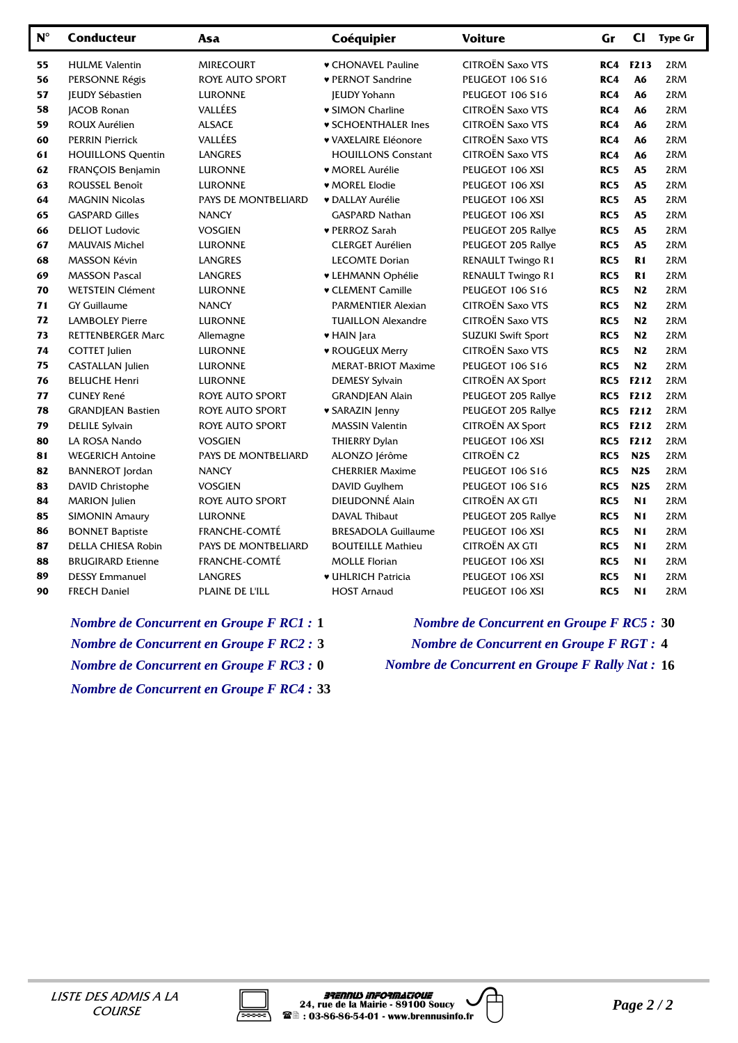| N° | Conducteur | Asa | Coéquipier | Voiture | Gr | Cl | Type Gr |
|---|---|---|---|---|---|---|---|
| 55 | HULME Valentin | MIRECOURT | ♥ CHONAVEL Pauline | CITROËN Saxo VTS | RC4 | F213 | 2RM |
| 56 | PERSONNE Régis | ROYE AUTO SPORT | ♥ PERNOT Sandrine | PEUGEOT 106 S16 | RC4 | A6 | 2RM |
| 57 | JEUDY Sébastien | LURONNE | JEUDY Yohann | PEUGEOT 106 S16 | RC4 | A6 | 2RM |
| 58 | JACOB Ronan | VALLÉES | ♥ SIMON Charline | CITROËN Saxo VTS | RC4 | A6 | 2RM |
| 59 | ROUX Aurélien | ALSACE | ♥ SCHOENTHALER Ines | CITROËN Saxo VTS | RC4 | A6 | 2RM |
| 60 | PERRIN Pierrick | VALLÉES | ♥ VAXELAIRE Eléonore | CITROËN Saxo VTS | RC4 | A6 | 2RM |
| 61 | HOUILLONS Quentin | LANGRES | HOUILLONS Constant | CITROËN Saxo VTS | RC4 | A6 | 2RM |
| 62 | FRANÇOIS Benjamin | LURONNE | ♥ MOREL Aurélie | PEUGEOT 106 XSI | RC5 | A5 | 2RM |
| 63 | ROUSSEL Benoît | LURONNE | ♥ MOREL Elodie | PEUGEOT 106 XSI | RC5 | A5 | 2RM |
| 64 | MAGNIN Nicolas | PAYS DE MONTBELIARD | ♥ DALLAY Aurélie | PEUGEOT 106 XSI | RC5 | A5 | 2RM |
| 65 | GASPARD Gilles | NANCY | GASPARD Nathan | PEUGEOT 106 XSI | RC5 | A5 | 2RM |
| 66 | DELIOT Ludovic | VOSGIEN | ♥ PERROZ Sarah | PEUGEOT 205 Rallye | RC5 | A5 | 2RM |
| 67 | MAUVAIS Michel | LURONNE | CLERGET Aurélien | PEUGEOT 205 Rallye | RC5 | A5 | 2RM |
| 68 | MASSON Kévin | LANGRES | LECOMTE Dorian | RENAULT Twingo R1 | RC5 | R1 | 2RM |
| 69 | MASSON Pascal | LANGRES | ♥ LEHMANN Ophélie | RENAULT Twingo R1 | RC5 | R1 | 2RM |
| 70 | WETSTEIN Clément | LURONNE | ♥ CLEMENT Camille | PEUGEOT 106 S16 | RC5 | N2 | 2RM |
| 71 | GY Guillaume | NANCY | PARMENTIER Alexian | CITROËN Saxo VTS | RC5 | N2 | 2RM |
| 72 | LAMBOLEY Pierre | LURONNE | TUAILLON Alexandre | CITROËN Saxo VTS | RC5 | N2 | 2RM |
| 73 | RETTENBERGER Marc | Allemagne | ♥ HAIN Jara | SUZUKI Swift Sport | RC5 | N2 | 2RM |
| 74 | COTTET Julien | LURONNE | ♥ ROUGEUX Merry | CITROËN Saxo VTS | RC5 | N2 | 2RM |
| 75 | CASTALLAN Julien | LURONNE | MERAT-BRIOT Maxime | PEUGEOT 106 S16 | RC5 | N2 | 2RM |
| 76 | BELUCHE Henri | LURONNE | DEMESY Sylvain | CITROËN AX Sport | RC5 | F212 | 2RM |
| 77 | CUNEY René | ROYE AUTO SPORT | GRANDJEAN Alain | PEUGEOT 205 Rallye | RC5 | F212 | 2RM |
| 78 | GRANDJEAN Bastien | ROYE AUTO SPORT | ♥ SARAZIN Jenny | PEUGEOT 205 Rallye | RC5 | F212 | 2RM |
| 79 | DELILE Sylvain | ROYE AUTO SPORT | MASSIN Valentin | CITROËN AX Sport | RC5 | F212 | 2RM |
| 80 | LA ROSA Nando | VOSGIEN | THIERRY Dylan | PEUGEOT 106 XSI | RC5 | F212 | 2RM |
| 81 | WEGERICH Antoine | PAYS DE MONTBELIARD | ALONZO Jérôme | CITROËN C2 | RC5 | N2S | 2RM |
| 82 | BANNEROT Jordan | NANCY | CHERRIER Maxime | PEUGEOT 106 S16 | RC5 | N2S | 2RM |
| 83 | DAVID Christophe | VOSGIEN | DAVID Guylhem | PEUGEOT 106 S16 | RC5 | N2S | 2RM |
| 84 | MARION Julien | ROYE AUTO SPORT | DIEUDONNÉ Alain | CITROËN AX GTI | RC5 | N1 | 2RM |
| 85 | SIMONIN Amaury | LURONNE | DAVAL Thibaut | PEUGEOT 205 Rallye | RC5 | N1 | 2RM |
| 86 | BONNET Baptiste | FRANCHE-COMTÉ | BRESADOLA Guillaume | PEUGEOT 106 XSI | RC5 | N1 | 2RM |
| 87 | DELLA CHIESA Robin | PAYS DE MONTBELIARD | BOUTEILLE Mathieu | CITROËN AX GTI | RC5 | N1 | 2RM |
| 88 | BRUGIRARD Etienne | FRANCHE-COMTÉ | MOLLE Florian | PEUGEOT 106 XSI | RC5 | N1 | 2RM |
| 89 | DESSY Emmanuel | LANGRES | ♥ UHLRICH Patricia | PEUGEOT 106 XSI | RC5 | N1 | 2RM |
| 90 | FRECH Daniel | PLAINE DE L'ILL | HOST Arnaud | PEUGEOT 106 XSI | RC5 | N1 | 2RM |

*Nombre de Concurrent en Groupe F RC1 :* **1**

*Nombre de Concurrent en Groupe F RC2 :* **3**

*Nombre de Concurrent en Groupe F RC3 :* **0**

*Nombre de Concurrent en Groupe F RC4 :* **33**

*Nombre de Concurrent en Groupe F RC5 :* **30**

*Nombre de Concurrent en Groupe F RGT :* **4**

*Nombre de Concurrent en Groupe F Rally Nat :* **16**